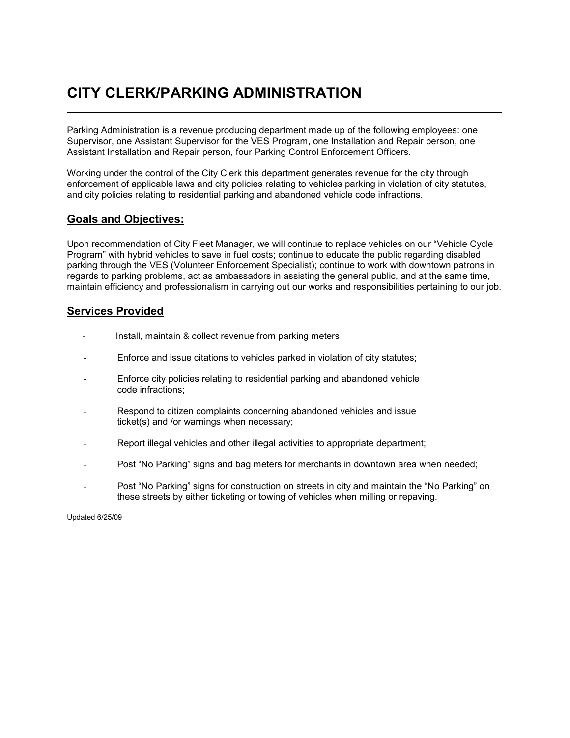# CITY CLERK/PARKING ADMINISTRATION

Parking Administration is a revenue producing department made up of the following employees: one Supervisor, one Assistant Supervisor for the VES Program, one Installation and Repair person, one Assistant Installation and Repair person, four Parking Control Enforcement Officers.

Working under the control of the City Clerk this department generates revenue for the city through enforcement of applicable laws and city policies relating to vehicles parking in violation of city statutes, and city policies relating to residential parking and abandoned vehicle code infractions.

## Goals and Objectives:

Upon recommendation of City Fleet Manager, we will continue to replace vehicles on our "Vehicle Cycle Program" with hybrid vehicles to save in fuel costs; continue to educate the public regarding disabled parking through the VES (Volunteer Enforcement Specialist); continue to work with downtown patrons in regards to parking problems, act as ambassadors in assisting the general public, and at the same time, maintain efficiency and professionalism in carrying out our works and responsibilities pertaining to our job.

## Services Provided

- Install, maintain & collect revenue from parking meters
- Enforce and issue citations to vehicles parked in violation of city statutes;
- Enforce city policies relating to residential parking and abandoned vehicle code infractions;
- Respond to citizen complaints concerning abandoned vehicles and issue ticket(s) and /or warnings when necessary;
- Report illegal vehicles and other illegal activities to appropriate department;
- Post "No Parking" signs and bag meters for merchants in downtown area when needed;
- Post "No Parking" signs for construction on streets in city and maintain the "No Parking" on these streets by either ticketing or towing of vehicles when milling or repaving.

Updated 6/25/09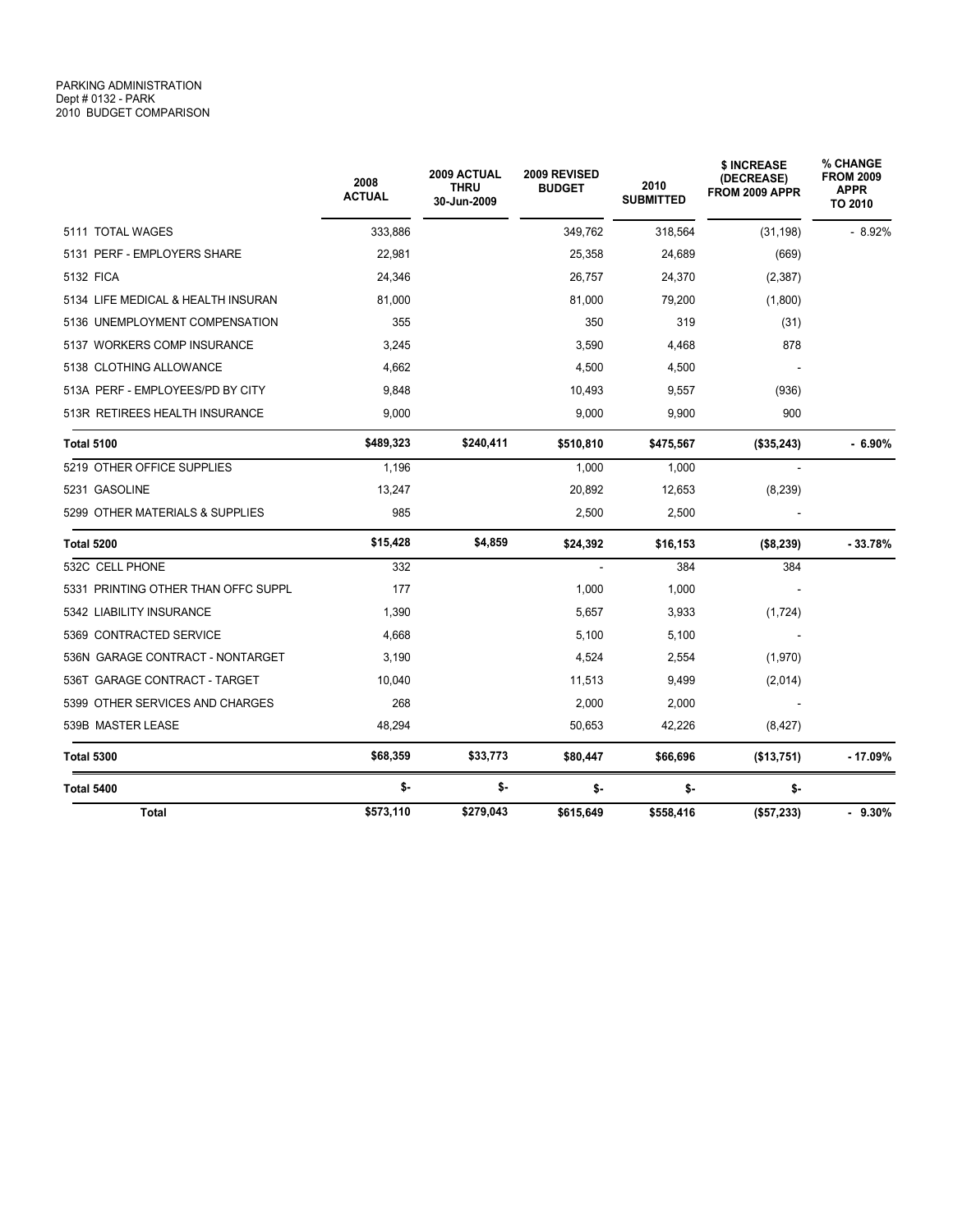PARKING ADMINISTRATION
Dept # 0132 - PARK
2010 BUDGET COMPARISON

| | 2008 ACTUAL | 2009 ACTUAL THRU 30-Jun-2009 | 2009 REVISED BUDGET | 2010 SUBMITTED | $ INCREASE (DECREASE) FROM 2009 APPR | % CHANGE FROM 2009 APPR TO 2010 |
|---|---|---|---|---|---|---|
| 5111 TOTAL WAGES | 333,886 | | 349,762 | 318,564 | (31,198) | - 8.92% |
| 5131 PERF - EMPLOYERS SHARE | 22,981 | | 25,358 | 24,689 | (669) | |
| 5132 FICA | 24,346 | | 26,757 | 24,370 | (2,387) | |
| 5134 LIFE MEDICAL & HEALTH INSURAN | 81,000 | | 81,000 | 79,200 | (1,800) | |
| 5136 UNEMPLOYMENT COMPENSATION | 355 | | 350 | 319 | (31) | |
| 5137 WORKERS COMP INSURANCE | 3,245 | | 3,590 | 4,468 | 878 | |
| 5138 CLOTHING ALLOWANCE | 4,662 | | 4,500 | 4,500 | - | |
| 513A PERF - EMPLOYEES/PD BY CITY | 9,848 | | 10,493 | 9,557 | (936) | |
| 513R RETIREES HEALTH INSURANCE | 9,000 | | 9,000 | 9,900 | 900 | |
| **Total 5100** | **$489,323** | **$240,411** | **$510,810** | **$475,567** | **($35,243)** | **- 6.90%** |
| 5219 OTHER OFFICE SUPPLIES | 1,196 | | 1,000 | 1,000 | - | |
| 5231 GASOLINE | 13,247 | | 20,892 | 12,653 | (8,239) | |
| 5299 OTHER MATERIALS & SUPPLIES | 985 | | 2,500 | 2,500 | - | |
| **Total 5200** | **$15,428** | **$4,859** | **$24,392** | **$16,153** | **($8,239)** | **- 33.78%** |
| 532C CELL PHONE | 332 | | - | 384 | 384 | |
| 5331 PRINTING OTHER THAN OFFC SUPPL | 177 | | 1,000 | 1,000 | - | |
| 5342 LIABILITY INSURANCE | 1,390 | | 5,657 | 3,933 | (1,724) | |
| 5369 CONTRACTED SERVICE | 4,668 | | 5,100 | 5,100 | - | |
| 536N GARAGE CONTRACT - NONTARGET | 3,190 | | 4,524 | 2,554 | (1,970) | |
| 536T GARAGE CONTRACT - TARGET | 10,040 | | 11,513 | 9,499 | (2,014) | |
| 5399 OTHER SERVICES AND CHARGES | 268 | | 2,000 | 2,000 | - | |
| 539B MASTER LEASE | 48,294 | | 50,653 | 42,226 | (8,427) | |
| **Total 5300** | **$68,359** | **$33,773** | **$80,447** | **$66,696** | **($13,751)** | **- 17.09%** |
| **Total 5400** | **$-** | **$-** | **$-** | **$-** | **$-** | |
| **Total** | **$573,110** | **$279,043** | **$615,649** | **$558,416** | **($57,233)** | **- 9.30%** |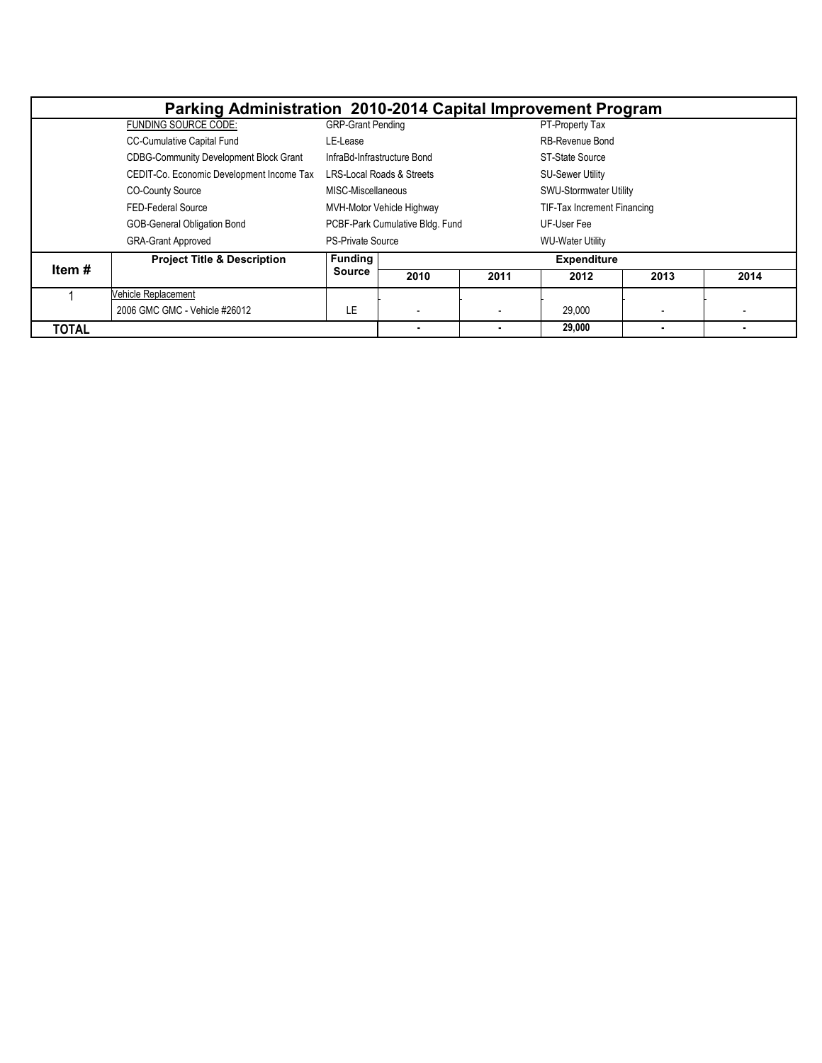## Parking Administration 2010-2014 Capital Improvement Program

| | | | |
|---|---|---|---|
| | FUNDING SOURCE CODE: | GRP-Grant Pending | PT-Property Tax |
| | CC-Cumulative Capital Fund | LE-Lease | RB-Revenue Bond |
| | CDBG-Community Development Block Grant | InfraBd-Infrastructure Bond | ST-State Source |
| | CEDIT-Co. Economic Development Income Tax | LRS-Local Roads & Streets | SU-Sewer Utility |
| | CO-County Source | MISC-Miscellaneous | SWU-Stormwater Utility |
| | FED-Federal Source | MVH-Motor Vehicle Highway | TIF-Tax Increment Financing |
| | GOB-General Obligation Bond | PCBF-Park Cumulative Bldg. Fund | UF-User Fee |
| | GRA-Grant Approved | PS-Private Source | WU-Water Utility |

| Item # | Project Title & Description | Funding Source | Expenditure | | | | |
|---|---|---|---|---|---|---|---|
| | | | 2010 | 2011 | 2012 | 2013 | 2014 |
| 1 | Vehicle Replacement | | | | | | |
| | 2006 GMC GMC - Vehicle #26012 | LE | - | - | 29,000 | - | - |
| **TOTAL** | | | - | - | 29,000 | - | - |